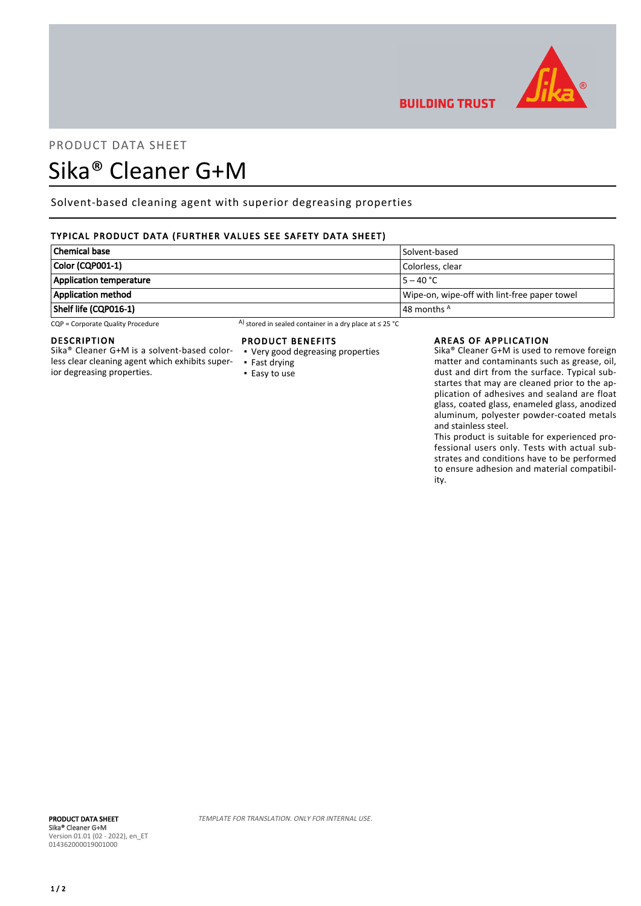PRODUCT DATA SHEET

# Sika® Cleaner G+M

Solvent-based cleaning agent with superior degreasing properties

## TYPICAL PRODUCT DATA (FURTHER VALUES SEE SAFETY DATA SHEET)

| | |
|---|---|
| **Chemical base** | Solvent-based |
| **Color (CQP001-1)** | Colorless, clear |
| **Application temperature** | 5 – 40 °C |
| **Application method** | Wipe-on, wipe-off with lint-free paper towel |
| **Shelf life (CQP016-1)** | 48 months [A] |

CQP = Corporate Quality Procedure

A) stored in sealed container in a dry place at ≤ 25 °C

## DESCRIPTION

Sika® Cleaner G+M is a solvent-based colorless clear cleaning agent which exhibits superior degreasing properties.

## PRODUCT BENEFITS

- Very good degreasing properties
- Fast drying
- Easy to use

## AREAS OF APPLICATION

Sika® Cleaner G+M is used to remove foreign matter and contaminants such as grease, oil, dust and dirt from the surface. Typical substartes that may are cleaned prior to the application of adhesives and sealand are float glass, coated glass, enameled glass, anodized aluminum, polyester powder-coated metals and stainless steel.

This product is suitable for experienced professional users only. Tests with actual substrates and conditions have to be performed to ensure adhesion and material compatibility.

**PRODUCT DATA SHEET**
**Sika® Cleaner G+M**
Version 01.01 (02 - 2022), en_ET
014362000019001000

*TEMPLATE FOR TRANSLATION. ONLY FOR INTERNAL USE.*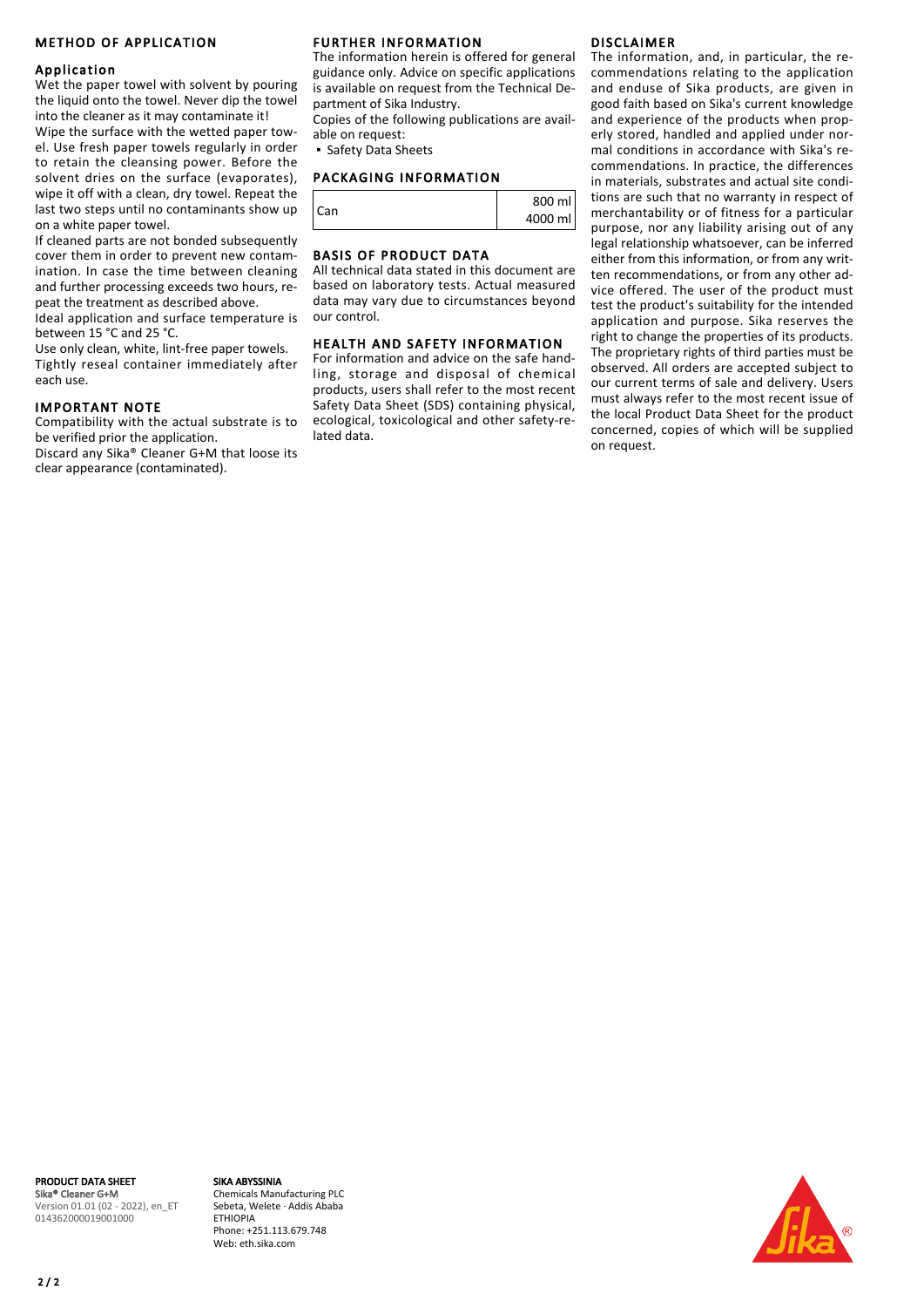## METHOD OF APPLICATION

### Application

Wet the paper towel with solvent by pouring the liquid onto the towel. Never dip the towel into the cleaner as it may contaminate it!

Wipe the surface with the wetted paper towel. Use fresh paper towels regularly in order to retain the cleansing power. Before the solvent dries on the surface (evaporates), wipe it off with a clean, dry towel. Repeat the last two steps until no contaminants show up on a white paper towel.

If cleaned parts are not bonded subsequently cover them in order to prevent new contamination. In case the time between cleaning and further processing exceeds two hours, repeat the treatment as described above.

Ideal application and surface temperature is between 15 °C and 25 °C.

Use only clean, white, lint-free paper towels.

Tightly reseal container immediately after each use.

## IMPORTANT NOTE

Compatibility with the actual substrate is to be verified prior the application.

Discard any Sika® Cleaner G+M that loose its clear appearance (contaminated).

## FURTHER INFORMATION

The information herein is offered for general guidance only. Advice on specific applications is available on request from the Technical Department of Sika Industry.

Copies of the following publications are available on request:

- Safety Data Sheets

## PACKAGING INFORMATION

| | |
|---|---|
| Can | 800 ml<br>4000 ml |

## BASIS OF PRODUCT DATA

All technical data stated in this document are based on laboratory tests. Actual measured data may vary due to circumstances beyond our control.

## HEALTH AND SAFETY INFORMATION

For information and advice on the safe handling, storage and disposal of chemical products, users shall refer to the most recent Safety Data Sheet (SDS) containing physical, ecological, toxicological and other safety-related data.

## DISCLAIMER

The information, and, in particular, the recommendations relating to the application and enduse of Sika products, are given in good faith based on Sika's current knowledge and experience of the products when properly stored, handled and applied under normal conditions in accordance with Sika's recommendations. In practice, the differences in materials, substrates and actual site conditions are such that no warranty in respect of merchantability or of fitness for a particular purpose, nor any liability arising out of any legal relationship whatsoever, can be inferred either from this information, or from any written recommendations, or from any other advice offered. The user of the product must test the product's suitability for the intended application and purpose. Sika reserves the right to change the properties of its products. The proprietary rights of third parties must be observed. All orders are accepted subject to our current terms of sale and delivery. Users must always refer to the most recent issue of the local Product Data Sheet for the product concerned, copies of which will be supplied on request.

**PRODUCT DATA SHEET**
**Sika® Cleaner G+M**
Version 01.01 (02 - 2022), en_ET
014362000019001000

**SIKA ABYSSINIA**
Chemicals Manufacturing PLC
Sebeta, Welete · Addis Ababa
ETHIOPIA
Phone: +251.113.679.748
Web: eth.sika.com